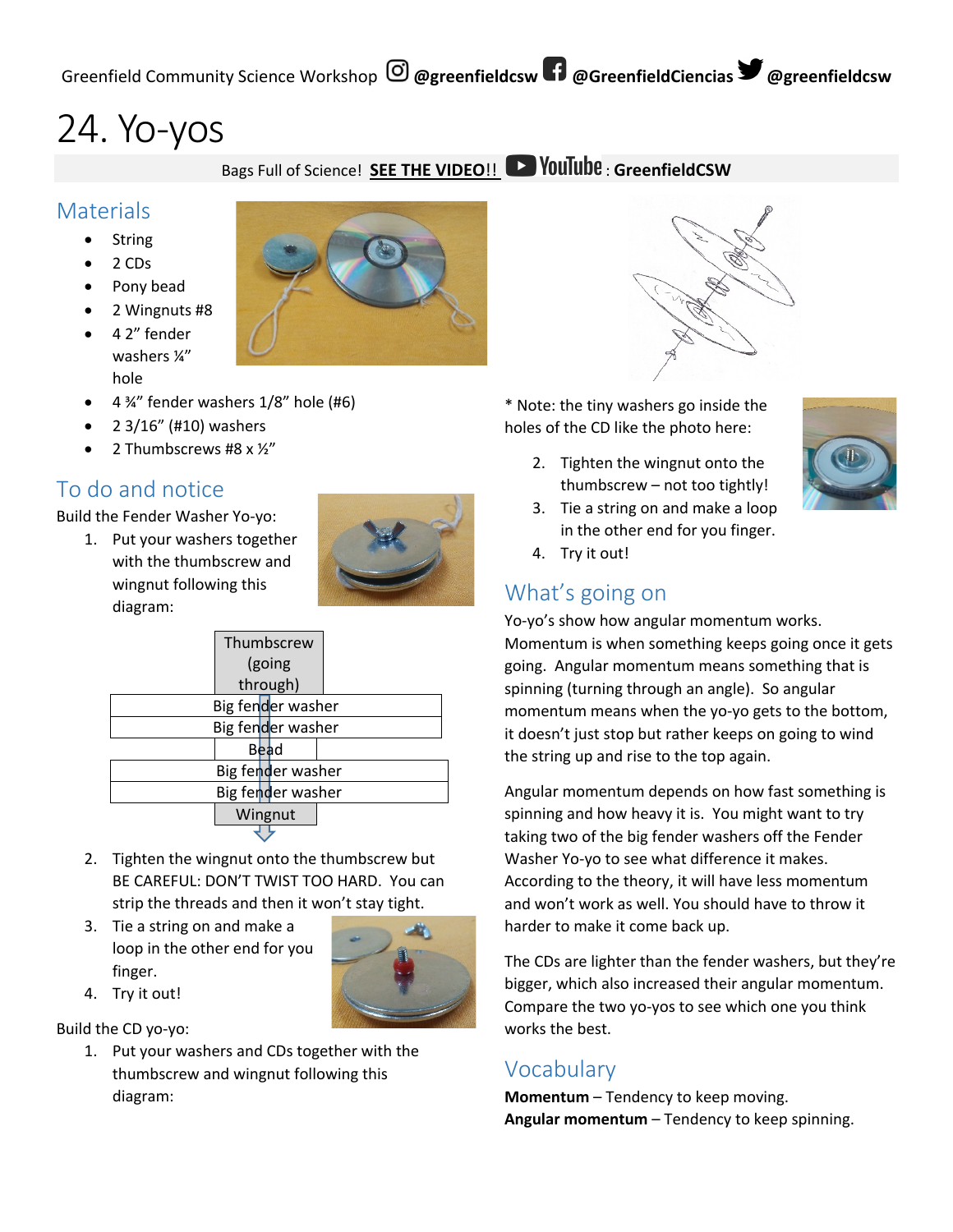Greenfield Community Science Workshop @greenfieldcsw @GreenfieldCiencias @greenfieldcsw

# 24. Yo-yos

Bags Full of Science! **SEE THE VIDEO!!** YouTube: **GreenfieldCSW**

## Materials

- String
- 2 CDs
- Pony bead
- 2 Wingnuts #8
- 4 2" fender washers ¼" hole
- 4 ¾" fender washers 1/8" hole (#6)
- 2 3/16" (#10) washers
- 2 Thumbscrews #8 x ½"

## To do and notice

Build the Fender Washer Yo-yo:

1. Put your washers together with the thumbscrew and wingnut following this diagram:

| Thumbscrew (going through) |
|---|
| Big fender washer |
| Big fender washer |
| Bead |
| Big fender washer |
| Big fender washer |
| Wingnut |

2. Tighten the wingnut onto the thumbscrew but BE CAREFUL: DON'T TWIST TOO HARD. You can strip the threads and then it won't stay tight.
3. Tie a string on and make a loop in the other end for you finger.
4. Try it out!

Build the CD yo-yo:

1. Put your washers and CDs together with the thumbscrew and wingnut following this diagram:

\* Note: the tiny washers go inside the holes of the CD like the photo here:

2. Tighten the wingnut onto the thumbscrew – not too tightly!
3. Tie a string on and make a loop in the other end for you finger.
4. Try it out!

## What's going on

Yo-yo's show how angular momentum works. Momentum is when something keeps going once it gets going. Angular momentum means something that is spinning (turning through an angle). So angular momentum means when the yo-yo gets to the bottom, it doesn't just stop but rather keeps on going to wind the string up and rise to the top again.

Angular momentum depends on how fast something is spinning and how heavy it is. You might want to try taking two of the big fender washers off the Fender Washer Yo-yo to see what difference it makes. According to the theory, it will have less momentum and won't work as well. You should have to throw it harder to make it come back up.

The CDs are lighter than the fender washers, but they're bigger, which also increased their angular momentum. Compare the two yo-yos to see which one you think works the best.

## Vocabulary

**Momentum** – Tendency to keep moving.
**Angular momentum** – Tendency to keep spinning.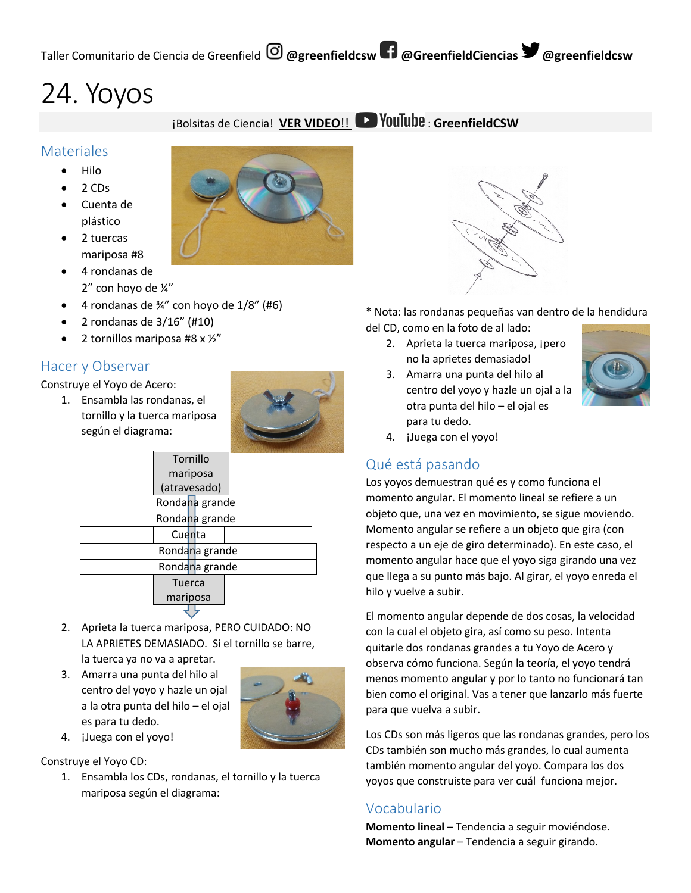Taller Comunitario de Ciencia de Greenfield @greenfieldcsw @GreenfieldCiencias @greenfieldcsw

# 24. Yoyos

¡Bolsitas de Ciencia! **VER VIDEO!!** YouTube : **GreenfieldCSW**

## Materiales

- Hilo
- 2 CDs
- Cuenta de plástico
- 2 tuercas mariposa #8
- 4 rondanas de 2" con hoyo de ¼"
- 4 rondanas de ¾" con hoyo de 1/8" (#6)
- 2 rondanas de 3/16" (#10)
- 2 tornillos mariposa #8 x ½"

## Hacer y Observar

Construye el Yoyo de Acero:

1. Ensambla las rondanas, el tornillo y la tuerca mariposa según el diagrama:

Tornillo mariposa (atravesado)

Rondana grande

Rondana grande

Cuenta

Rondana grande

Rondana grande

Tuerca mariposa

2. Aprieta la tuerca mariposa, PERO CUIDADO: NO LA APRIETES DEMASIADO. Si el tornillo se barre, la tuerca ya no va a apretar.
3. Amarra una punta del hilo al centro del yoyo y hazle un ojal a la otra punta del hilo – el ojal es para tu dedo.
4. ¡Juega con el yoyo!

Construye el Yoyo CD:

1. Ensambla los CDs, rondanas, el tornillo y la tuerca mariposa según el diagrama:

\* Nota: las rondanas pequeñas van dentro de la hendidura del CD, como en la foto de al lado:

2. Aprieta la tuerca mariposa, ¡pero no la aprietes demasiado!
3. Amarra una punta del hilo al centro del yoyo y hazle un ojal a la otra punta del hilo – el ojal es para tu dedo.
4. ¡Juega con el yoyo!

## Qué está pasando

Los yoyos demuestran qué es y como funciona el momento angular. El momento lineal se refiere a un objeto que, una vez en movimiento, se sigue moviendo. Momento angular se refiere a un objeto que gira (con respecto a un eje de giro determinado). En este caso, el momento angular hace que el yoyo siga girando una vez que llega a su punto más bajo. Al girar, el yoyo enreda el hilo y vuelve a subir.

El momento angular depende de dos cosas, la velocidad con la cual el objeto gira, así como su peso. Intenta quitarle dos rondanas grandes a tu Yoyo de Acero y observa cómo funciona. Según la teoría, el yoyo tendrá menos momento angular y por lo tanto no funcionará tan bien como el original. Vas a tener que lanzarlo más fuerte para que vuelva a subir.

Los CDs son más ligeros que las rondanas grandes, pero los CDs también son mucho más grandes, lo cual aumenta también momento angular del yoyo. Compara los dos yoyos que construiste para ver cuál funciona mejor.

## Vocabulario

**Momento lineal** – Tendencia a seguir moviéndose.
**Momento angular** – Tendencia a seguir girando.